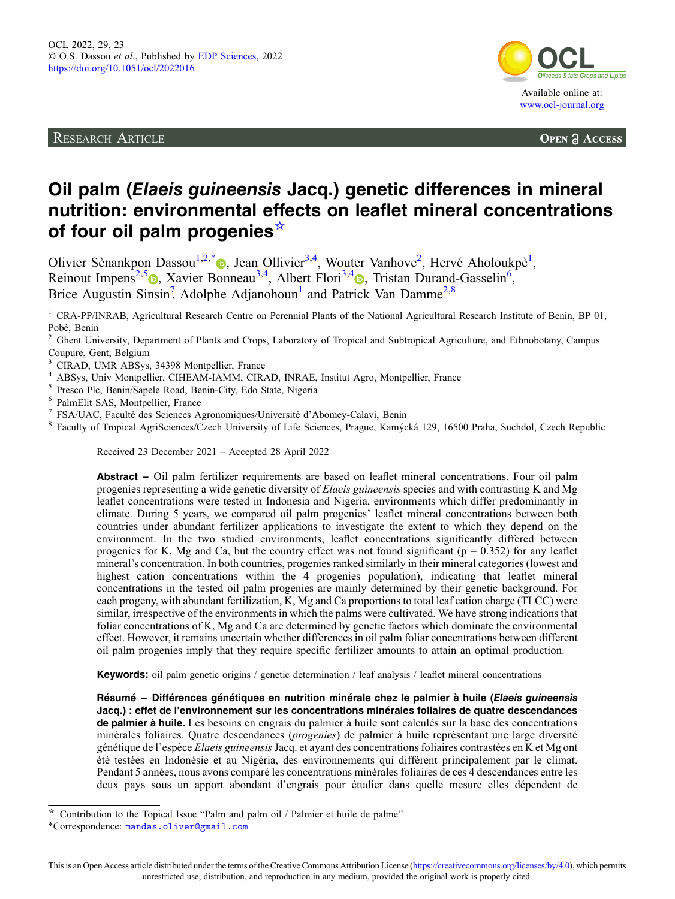RESEARCH ARTICLE

OPEN ACCESS

# Oil palm (*Elaeis guineensis* Jacq.) genetic differences in mineral nutrition: environmental effects on leaflet mineral concentrations of four oil palm progenies☆

Olivier Sènankpon Dassou[1,2,*], Jean Ollivier[3,4], Wouter Vanhove[2], Hervé Aholoukpè[1], Reinout Impens[2,5], Xavier Bonneau[3,4], Albert Flori[3,4], Tristan Durand-Gasselin[6], Brice Augustin Sinsin[7], Adolphe Adjanohoun[1] and Patrick Van Damme[2,8]

[1] CRA-PP/INRAB, Agricultural Research Centre on Perennial Plants of the National Agricultural Research Institute of Benin, BP 01, Pobè, Benin

[2] Ghent University, Department of Plants and Crops, Laboratory of Tropical and Subtropical Agriculture, and Ethnobotany, Campus Coupure, Gent, Belgium

[3] CIRAD, UMR ABSys, 34398 Montpellier, France

[4] ABSys, Univ Montpellier, CIHEAM-IAMM, CIRAD, INRAE, Institut Agro, Montpellier, France

[5] Presco Plc, Benin/Sapele Road, Benin-City, Edo State, Nigeria

[6] PalmElit SAS, Montpellier, France

[7] FSA/UAC, Faculté des Sciences Agronomiques/Université d'Abomey-Calavi, Benin

[8] Faculty of Tropical AgriSciences/Czech University of Life Sciences, Prague, Kamýcká 129, 16500 Praha, Suchdol, Czech Republic

Received 23 December 2021 – Accepted 28 April 2022

**Abstract –** Oil palm fertilizer requirements are based on leaflet mineral concentrations. Four oil palm progenies representing a wide genetic diversity of *Elaeis guineensis* species and with contrasting K and Mg leaflet concentrations were tested in Indonesia and Nigeria, environments which differ predominantly in climate. During 5 years, we compared oil palm progenies' leaflet mineral concentrations between both countries under abundant fertilizer applications to investigate the extent to which they depend on the environment. In the two studied environments, leaflet concentrations significantly differed between progenies for K, Mg and Ca, but the country effect was not found significant ($p = 0.352$) for any leaflet mineral's concentration. In both countries, progenies ranked similarly in their mineral categories (lowest and highest cation concentrations within the 4 progenies population), indicating that leaflet mineral concentrations in the tested oil palm progenies are mainly determined by their genetic background. For each progeny, with abundant fertilization, K, Mg and Ca proportions to total leaf cation charge (TLCC) were similar, irrespective of the environments in which the palms were cultivated. We have strong indications that foliar concentrations of K, Mg and Ca are determined by genetic factors which dominate the environmental effect. However, it remains uncertain whether differences in oil palm foliar concentrations between different oil palm progenies imply that they require specific fertilizer amounts to attain an optimal production.

**Keywords:** oil palm genetic origins / genetic determination / leaf analysis / leaflet mineral concentrations

**Résumé – Différences génétiques en nutrition minérale chez le palmier à huile (*Elaeis guineensis* Jacq.) : effet de l'environnement sur les concentrations minérales foliaires de quatre descendances de palmier à huile.** Les besoins en engrais du palmier à huile sont calculés sur la base des concentrations minérales foliaires. Quatre descendances (*progenies*) de palmier à huile représentant une large diversité génétique de l'espèce *Elaeis guineensis* Jacq. et ayant des concentrations foliaires contrastées en K et Mg ont été testées en Indonésie et au Nigéria, des environnements qui diffèrent principalement par le climat. Pendant 5 années, nous avons comparé les concentrations minérales foliaires de ces 4 descendances entre les deux pays sous un apport abondant d'engrais pour étudier dans quelle mesure elles dépendent de

☆ Contribution to the Topical Issue "Palm and palm oil / Palmier et huile de palme"

*Correspondence: mandas.oliver@gmail.com

This is an Open Access article distributed under the terms of the Creative Commons Attribution License (https://creativecommons.org/licenses/by/4.0), which permits unrestricted use, distribution, and reproduction in any medium, provided the original work is properly cited.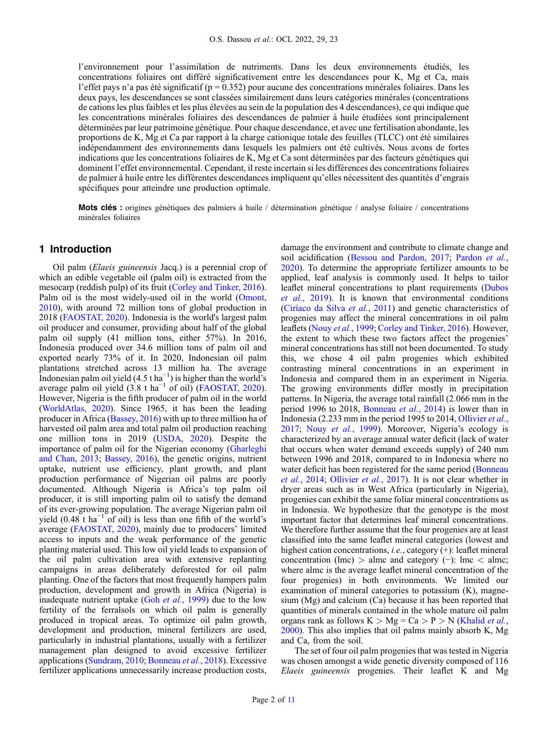l'environnement pour l'assimilation de nutriments. Dans les deux environnements étudiés, les concentrations foliaires ont différé significativement entre les descendances pour K, Mg et Ca, mais l'effet pays n'a pas été significatif (p = 0.352) pour aucune des concentrations minérales foliaires. Dans les deux pays, les descendances se sont classées similairement dans leurs catégories minérales (concentrations de cations les plus faibles et les plus élevées au sein de la population des 4 descendances), ce qui indique que les concentrations minérales foliaires des descendances de palmier à huile étudiées sont principalement déterminées par leur patrimoine génétique. Pour chaque descendance, et avec une fertilisation abondante, les proportions de K, Mg et Ca par rapport à la charge cationique totale des feuilles (TLCC) ont été similaires indépendamment des environnements dans lesquels les palmiers ont été cultivés. Nous avons de fortes indications que les concentrations foliaires de K, Mg et Ca sont déterminées par des facteurs génétiques qui dominent l'effet environnemental. Cependant, il reste incertain si les différences des concentrations foliaires de palmier à huile entre les différentes descendances impliquent qu'elles nécessitent des quantités d'engrais spécifiques pour atteindre une production optimale.

**Mots clés :** origines génétiques des palmiers à huile / détermination génétique / analyse foliaire / concentrations minérales foliaires

## 1 Introduction

Oil palm (*Elaeis guineensis* Jacq.) is a perennial crop of which an edible vegetable oil (palm oil) is extracted from the mesocarp (reddish pulp) of its fruit (Corley and Tinker, 2016). Palm oil is the most widely-used oil in the world (Omont, 2010), with around 72 million tons of global production in 2018 (FAOSTAT, 2020). Indonesia is the world's largest palm oil producer and consumer, providing about half of the global palm oil supply (41 million tons, either 57%). In 2016, Indonesia produced over 34.6 million tons of palm oil and exported nearly 73% of it. In 2020, Indonesian oil palm plantations stretched across 13 million ha. The average Indonesian palm oil yield (4.5 t $ha^{-1}$) is higher than the world's average palm oil yield (3.8 t $ha^{-1}$ of oil) (FAOSTAT, 2020). However, Nigeria is the fifth producer of palm oil in the world (WorldAtlas, 2020). Since 1965, it has been the leading producer in Africa (Bassey, 2016) with up to three million ha of harvested oil palm area and total palm oil production reaching one million tons in 2019 (USDA, 2020). Despite the importance of palm oil for the Nigerian economy (Gharleghi and Chan, 2013; Bassey, 2016), the genetic origins, nutrient uptake, nutrient use efficiency, plant growth, and plant production performance of Nigerian oil palms are poorly documented. Although Nigeria is Africa's top palm oil producer, it is still importing palm oil to satisfy the demand of its ever-growing population. The average Nigerian palm oil yield (0.48 t $ha^{-1}$ of oil) is less than one fifth of the world's average (FAOSTAT, 2020), mainly due to producers' limited access to inputs and the weak performance of the genetic planting material used. This low oil yield leads to expansion of the oil palm cultivation area with extensive replanting campaigns in areas deliberately deforested for oil palm planting. One of the factors that most frequently hampers palm production, development and growth in Africa (Nigeria) is inadequate nutrient uptake (Goh *et al.*, 1999) due to the low fertility of the ferralsols on which oil palm is generally produced in tropical areas. To optimize oil palm growth, development and production, mineral fertilizers are used, particularly in industrial plantations, usually with a fertilizer management plan designed to avoid excessive fertilizer applications (Sundram, 2010; Bonneau *et al.*, 2018). Excessive fertilizer applications unnecessarily increase production costs, damage the environment and contribute to climate change and soil acidification (Bessou and Pardon, 2017; Pardon *et al.*, 2020). To determine the appropriate fertilizer amounts to be applied, leaf analysis is commonly used. It helps to tailor leaflet mineral concentrations to plant requirements (Dubos *et al.*, 2019). It is known that environmental conditions (Ciríaco da Silva *et al.*, 2011) and genetic characteristics of progenies may affect the mineral concentrations in oil palm leaflets (Nouy *et al.*, 1999; Corley and Tinker, 2016). However, the extent to which these two factors affect the progenies' mineral concentrations has still not been documented. To study this, we chose 4 oil palm progenies which exhibited contrasting mineral concentrations in an experiment in Indonesia and compared them in an experiment in Nigeria. The growing environments differ mostly in precipitation patterns. In Nigeria, the average total rainfall (2.066 mm in the period 1996 to 2018, Bonneau *et al.*, 2014) is lower than in Indonesia (2.233 mm in the period 1995 to 2014, Ollivier *et al.*, 2017; Nouy *et al.*, 1999). Moreover, Nigeria's ecology is characterized by an average annual water deficit (lack of water that occurs when water demand exceeds supply) of 240 mm between 1996 and 2018, compared to in Indonesia where no water deficit has been registered for the same period (Bonneau *et al.*, 2014; Ollivier *et al.*, 2017). It is not clear whether in dryer areas such as in West Africa (particularly in Nigeria), progenies can exhibit the same foliar mineral concentrations as in Indonesia. We hypothesize that the genotype is the most important factor that determines leaf mineral concentrations. We therefore further assume that the four progenies are at least classified into the same leaflet mineral categories (lowest and highest cation concentrations, *i.e.*, category (+): leaflet mineral concentration (lmc) > almc and category (−): lmc < almc; where almc is the average leaflet mineral concentration of the four progenies) in both environments. We limited our examination of mineral categories to potassium (K), magnesium (Mg) and calcium (Ca) because it has been reported that quantities of minerals contained in the whole mature oil palm organs rank as follows K > Mg = Ca > P > N (Khalid *et al.*, 2000). This also implies that oil palms mainly absorb K, Mg and Ca, from the soil.

The set of four oil palm progenies that was tested in Nigeria was chosen amongst a wide genetic diversity composed of 116 *Elaeis guineensis* progenies. Their leaflet K and Mg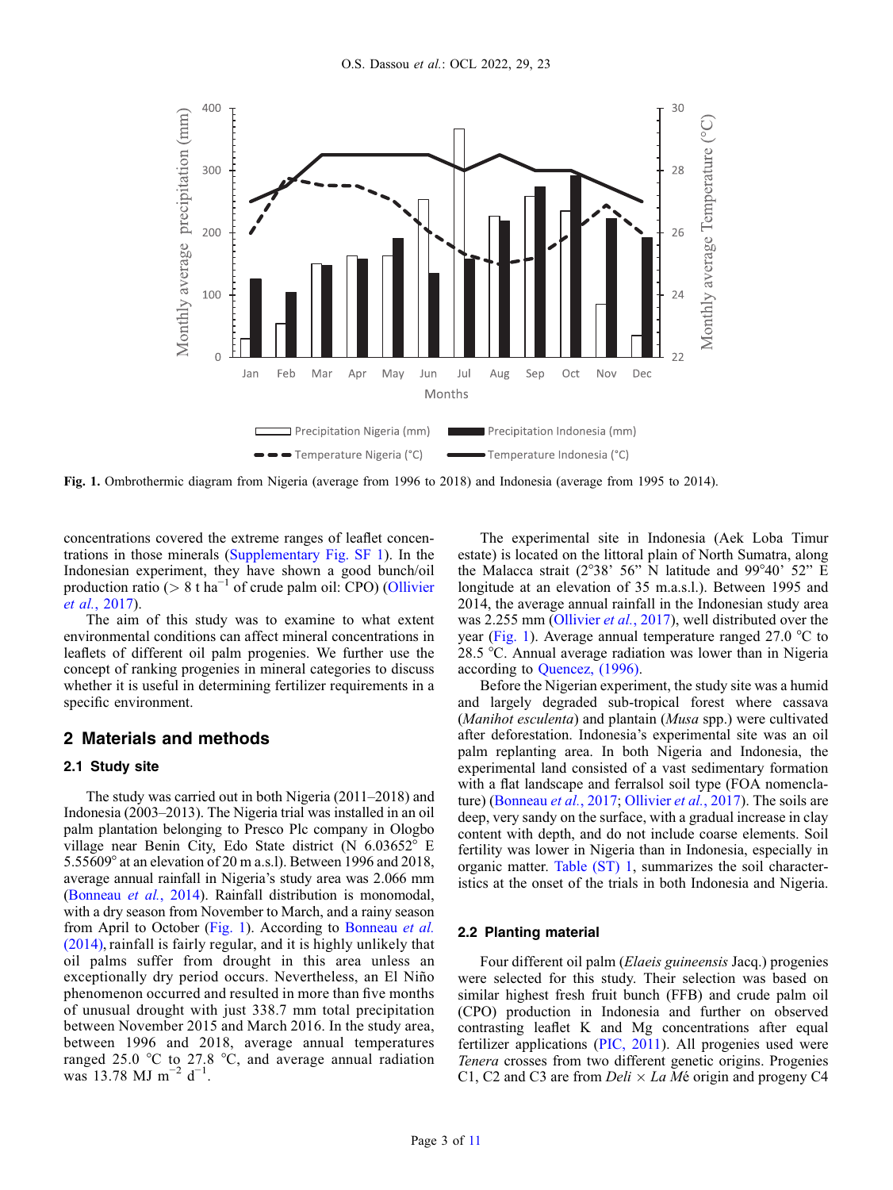Fig. 1. Ombrothermic diagram from Nigeria (average from 1996 to 2018) and Indonesia (average from 1995 to 2014).

concentrations covered the extreme ranges of leaflet concentrations in those minerals (Supplementary Fig. SF 1). In the Indonesian experiment, they have shown a good bunch/oil production ratio (> 8 t ha$^{-1}$ of crude palm oil: CPO) (Ollivier *et al.*, 2017).

The aim of this study was to examine to what extent environmental conditions can affect mineral concentrations in leaflets of different oil palm progenies. We further use the concept of ranking progenies in mineral categories to discuss whether it is useful in determining fertilizer requirements in a specific environment.

## 2 Materials and methods

### 2.1 Study site

The study was carried out in both Nigeria (2011–2018) and Indonesia (2003–2013). The Nigeria trial was installed in an oil palm plantation belonging to Presco Plc company in Ologbo village near Benin City, Edo State district (N 6.03652° E 5.55609° at an elevation of 20 m a.s.l). Between 1996 and 2018, average annual rainfall in Nigeria's study area was 2.066 mm (Bonneau *et al.*, 2014). Rainfall distribution is monomodal, with a dry season from November to March, and a rainy season from April to October (Fig. 1). According to Bonneau *et al.* (2014), rainfall is fairly regular, and it is highly unlikely that oil palms suffer from drought in this area unless an exceptionally dry period occurs. Nevertheless, an El Niño phenomenon occurred and resulted in more than five months of unusual drought with just 338.7 mm total precipitation between November 2015 and March 2016. In the study area, between 1996 and 2018, average annual temperatures ranged 25.0 °C to 27.8 °C, and average annual radiation was 13.78 MJ m$^{-2}$ d$^{-1}$.

The experimental site in Indonesia (Aek Loba Timur estate) is located on the littoral plain of North Sumatra, along the Malacca strait (2°38' 56" N latitude and 99°40' 52" E longitude at an elevation of 35 m.a.s.l.). Between 1995 and 2014, the average annual rainfall in the Indonesian study area was 2.255 mm (Ollivier *et al.*, 2017), well distributed over the year (Fig. 1). Average annual temperature ranged 27.0 °C to 28.5 °C. Annual average radiation was lower than in Nigeria according to Quencez, (1996).

Before the Nigerian experiment, the study site was a humid and largely degraded sub-tropical forest where cassava (*Manihot esculenta*) and plantain (*Musa* spp.) were cultivated after deforestation. Indonesia's experimental site was an oil palm replanting area. In both Nigeria and Indonesia, the experimental land consisted of a vast sedimentary formation with a flat landscape and ferralsol soil type (FOA nomenclature) (Bonneau *et al.*, 2017; Ollivier *et al.*, 2017). The soils are deep, very sandy on the surface, with a gradual increase in clay content with depth, and do not include coarse elements. Soil fertility was lower in Nigeria than in Indonesia, especially in organic matter. Table (ST) 1, summarizes the soil characteristics at the onset of the trials in both Indonesia and Nigeria.

### 2.2 Planting material

Four different oil palm (*Elaeis guineensis* Jacq.) progenies were selected for this study. Their selection was based on similar highest fresh fruit bunch (FFB) and crude palm oil (CPO) production in Indonesia and further on observed contrasting leaflet K and Mg concentrations after equal fertilizer applications (PIC, 2011). All progenies used were *Tenera* crosses from two different genetic origins. Progenies C1, C2 and C3 are from *Deli* × *La Mé* origin and progeny C4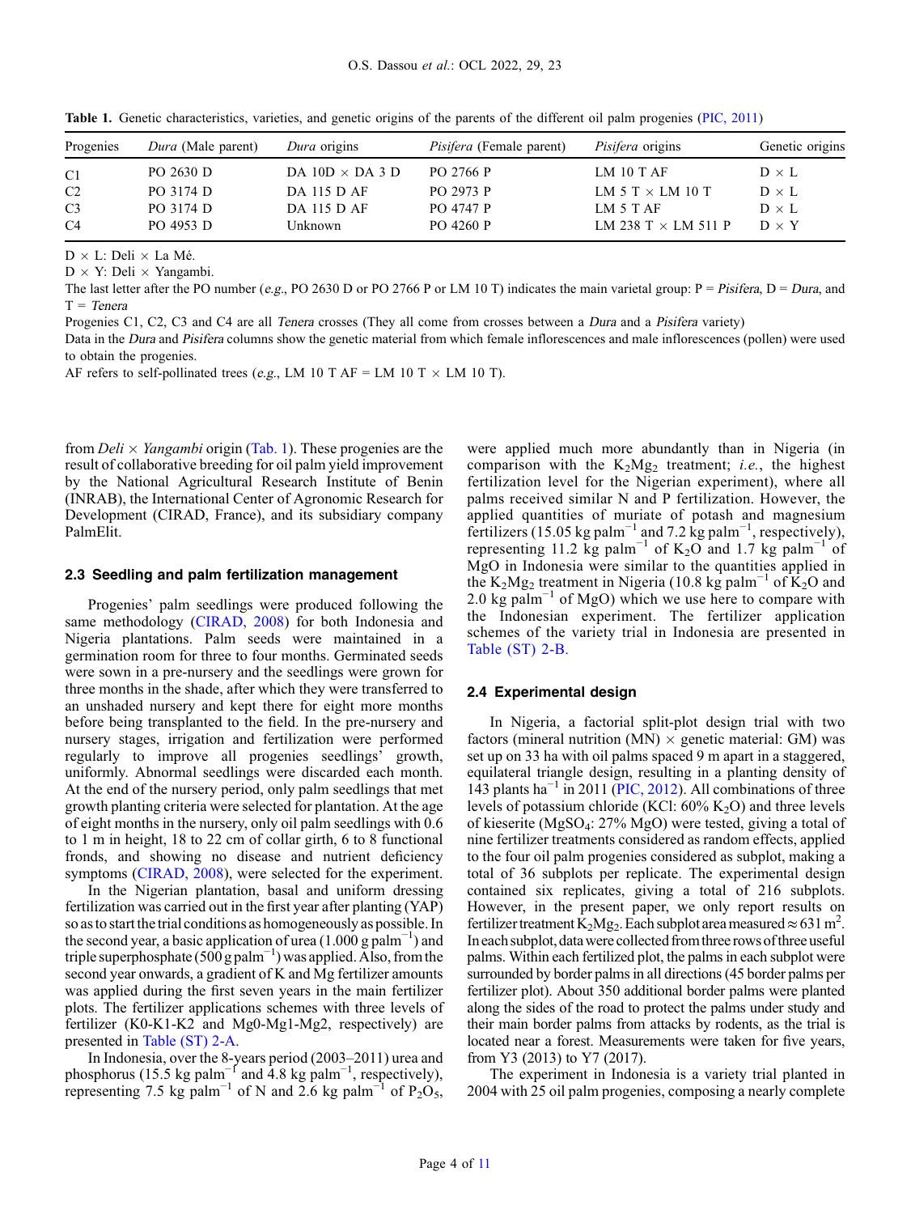**Table 1.** Genetic characteristics, varieties, and genetic origins of the parents of the different oil palm progenies (PIC, 2011)

| Progenies | *Dura* (Male parent) | *Dura* origins | *Pisifera* (Female parent) | *Pisifera* origins | Genetic origins |
|---|---|---|---|---|---|
| C1 | PO 2630 D | DA 10D × DA 3 D | PO 2766 P | LM 10 T AF | D × L |
| C2 | PO 3174 D | DA 115 D AF | PO 2973 P | LM 5 T × LM 10 T | D × L |
| C3 | PO 3174 D | DA 115 D AF | PO 4747 P | LM 5 T AF | D × L |
| C4 | PO 4953 D | Unknown | PO 4260 P | LM 238 T × LM 511 P | D × Y |

D × L: Deli × La Mé.

D × Y: Deli × Yangambi.

The last letter after the PO number (*e.g.*, PO 2630 D or PO 2766 P or LM 10 T) indicates the main varietal group: P = *Pisifera*, D = *Dura*, and T = *Tenera*

Progenies C1, C2, C3 and C4 are all *Tenera* crosses (They all come from crosses between a *Dura* and a *Pisifera* variety)

Data in the *Dura* and *Pisifera* columns show the genetic material from which female inflorescences and male inflorescences (pollen) were used to obtain the progenies.

AF refers to self-pollinated trees (*e.g.*, LM 10 T AF = LM 10 T × LM 10 T).

from *Deli* × *Yangambi* origin (Tab. 1). These progenies are the result of collaborative breeding for oil palm yield improvement by the National Agricultural Research Institute of Benin (INRAB), the International Center of Agronomic Research for Development (CIRAD, France), and its subsidiary company PalmElit.

### 2.3 Seedling and palm fertilization management

Progenies' palm seedlings were produced following the same methodology (CIRAD, 2008) for both Indonesia and Nigeria plantations. Palm seeds were maintained in a germination room for three to four months. Germinated seeds were sown in a pre-nursery and the seedlings were grown for three months in the shade, after which they were transferred to an unshaded nursery and kept there for eight more months before being transplanted to the field. In the pre-nursery and nursery stages, irrigation and fertilization were performed regularly to improve all progenies seedlings' growth, uniformly. Abnormal seedlings were discarded each month. At the end of the nursery period, only palm seedlings that met growth planting criteria were selected for plantation. At the age of eight months in the nursery, only oil palm seedlings with 0.6 to 1 m in height, 18 to 22 cm of collar girth, 6 to 8 functional fronds, and showing no disease and nutrient deficiency symptoms (CIRAD, 2008), were selected for the experiment.

In the Nigerian plantation, basal and uniform dressing fertilization was carried out in the first year after planting (YAP) so as to start the trial conditions as homogeneously as possible. In the second year, a basic application of urea (1.000 g palm$^{-1}$) and triple superphosphate (500 g palm$^{-1}$) was applied. Also, from the second year onwards, a gradient of K and Mg fertilizer amounts was applied during the first seven years in the main fertilizer plots. The fertilizer applications schemes with three levels of fertilizer (K0-K1-K2 and Mg0-Mg1-Mg2, respectively) are presented in Table (ST) 2-A.

In Indonesia, over the 8-years period (2003–2011) urea and phosphorus (15.5 kg palm$^{-1}$ and 4.8 kg palm$^{-1}$, respectively), representing 7.5 kg palm$^{-1}$ of N and 2.6 kg palm$^{-1}$ of $P_2O_5$, were applied much more abundantly than in Nigeria (in comparison with the $K_2Mg_2$ treatment; *i.e.*, the highest fertilization level for the Nigerian experiment), where all palms received similar N and P fertilization. However, the applied quantities of muriate of potash and magnesium fertilizers (15.05 kg palm$^{-1}$ and 7.2 kg palm$^{-1}$, respectively), representing 11.2 kg palm$^{-1}$ of $K_2O$ and 1.7 kg palm$^{-1}$ of MgO in Indonesia were similar to the quantities applied in the $K_2Mg_2$ treatment in Nigeria (10.8 kg palm$^{-1}$ of $K_2O$ and 2.0 kg palm$^{-1}$ of MgO) which we use here to compare with the Indonesian experiment. The fertilizer application schemes of the variety trial in Indonesia are presented in Table (ST) 2-B.

### 2.4 Experimental design

In Nigeria, a factorial split-plot design trial with two factors (mineral nutrition (MN) × genetic material: GM) was set up on 33 ha with oil palms spaced 9 m apart in a staggered, equilateral triangle design, resulting in a planting density of 143 plants ha$^{-1}$ in 2011 (PIC, 2012). All combinations of three levels of potassium chloride (KCl: 60% $K_2O$) and three levels of kieserite ($MgSO_4$: 27% MgO) were tested, giving a total of nine fertilizer treatments considered as random effects, applied to the four oil palm progenies considered as subplot, making a total of 36 subplots per replicate. The experimental design contained six replicates, giving a total of 216 subplots. However, in the present paper, we only report results on fertilizer treatment $K_2Mg_2$. Each subplot area measured ≈ 631 m$^2$. In each subplot, data were collected from three rows of three useful palms. Within each fertilized plot, the palms in each subplot were surrounded by border palms in all directions (45 border palms per fertilizer plot). About 350 additional border palms were planted along the sides of the road to protect the palms under study and their main border palms from attacks by rodents, as the trial is located near a forest. Measurements were taken for five years, from Y3 (2013) to Y7 (2017).

The experiment in Indonesia is a variety trial planted in 2004 with 25 oil palm progenies, composing a nearly complete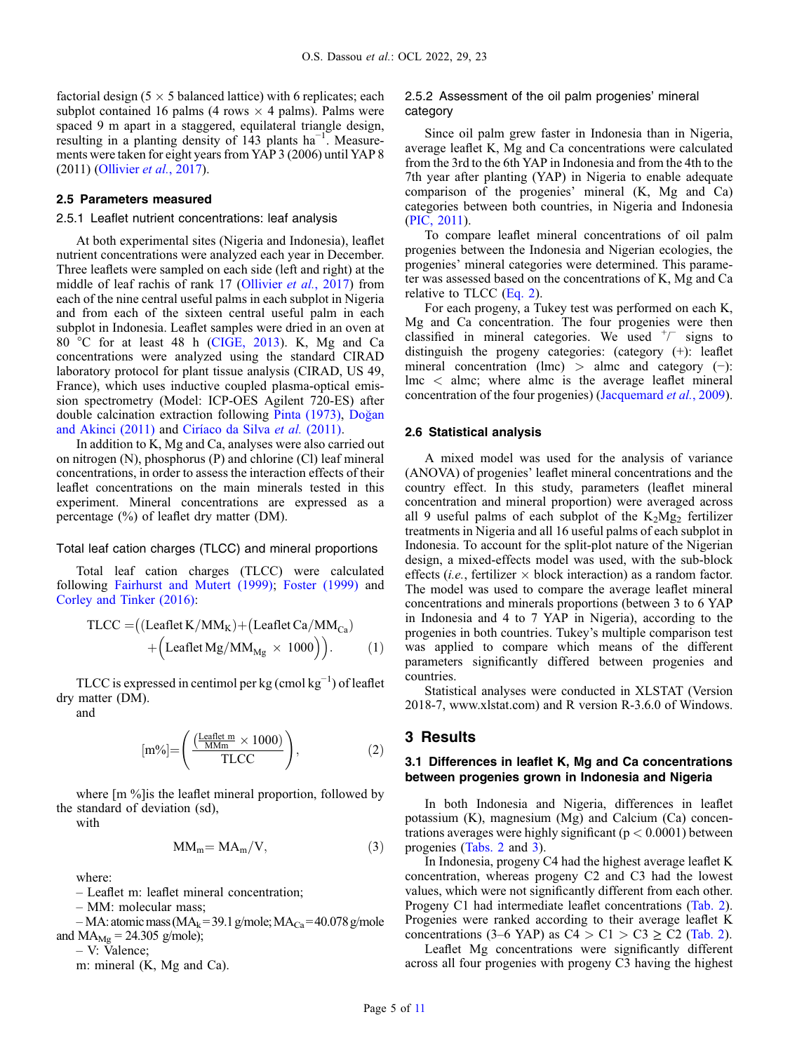factorial design (5 × 5 balanced lattice) with 6 replicates; each subplot contained 16 palms (4 rows × 4 palms). Palms were spaced 9 m apart in a staggered, equilateral triangle design, resulting in a planting density of 143 plants $ha^{-1}$. Measurements were taken for eight years from YAP 3 (2006) until YAP 8 (2011) (Ollivier *et al.*, 2017).

### 2.5 Parameters measured

#### 2.5.1 Leaflet nutrient concentrations: leaf analysis

At both experimental sites (Nigeria and Indonesia), leaflet nutrient concentrations were analyzed each year in December. Three leaflets were sampled on each side (left and right) at the middle of leaf rachis of rank 17 (Ollivier *et al.*, 2017) from each of the nine central useful palms in each subplot in Nigeria and from each of the sixteen central useful palm in each subplot in Indonesia. Leaflet samples were dried in an oven at 80 °C for at least 48 h (CIGE, 2013). K, Mg and Ca concentrations were analyzed using the standard CIRAD laboratory protocol for plant tissue analysis (CIRAD, US 49, France), which uses inductive coupled plasma-optical emission spectrometry (Model: ICP-OES Agilent 720-ES) after double calcination extraction following Pinta (1973), Doğan and Akinci (2011) and Ciríaco da Silva *et al.* (2011).

In addition to K, Mg and Ca, analyses were also carried out on nitrogen (N), phosphorus (P) and chlorine (Cl) leaf mineral concentrations, in order to assess the interaction effects of their leaflet concentrations on the main minerals tested in this experiment. Mineral concentrations are expressed as a percentage (%) of leaflet dry matter (DM).

#### Total leaf cation charges (TLCC) and mineral proportions

Total leaf cation charges (TLCC) were calculated following Fairhurst and Mutert (1999); Foster (1999) and Corley and Tinker (2016):

$$\text{TLCC} = \left(\left(\text{Leaflet K}/\text{MM}_{\text{K}}\right) + \left(\text{Leaflet Ca}/\text{MM}_{\text{Ca}}\right) + \left(\text{Leaflet Mg}/\text{MM}_{\text{Mg}} \times 1000\right)\right). \quad (1)$$

TLCC is expressed in centimol per kg (cmol $kg^{-1}$) of leaflet dry matter (DM).

and

$$[\text{m\%}] = \left(\frac{\left(\frac{\text{Leaflet m}}{\text{MMm}} \times 1000\right)}{\text{TLCC}}\right), \quad (2)$$

where [m %]is the leaflet mineral proportion, followed by the standard of deviation (sd),

with

$$\text{MM}_{\text{m}} = \text{MA}_{\text{m}}/\text{V}, \quad (3)$$

where:

– Leaflet m: leaflet mineral concentration;

– MM: molecular mass;

– MA: atomic mass ($MA_k$ = 39.1 g/mole; $MA_{Ca}$ = 40.078 g/mole and $MA_{Mg}$ = 24.305 g/mole);

– V: Valence;

m: mineral (K, Mg and Ca).

#### 2.5.2 Assessment of the oil palm progenies' mineral category

Since oil palm grew faster in Indonesia than in Nigeria, average leaflet K, Mg and Ca concentrations were calculated from the 3rd to the 6th YAP in Indonesia and from the 4th to the 7th year after planting (YAP) in Nigeria to enable adequate comparison of the progenies' mineral (K, Mg and Ca) categories between both countries, in Nigeria and Indonesia (PIC, 2011).

To compare leaflet mineral concentrations of oil palm progenies between the Indonesia and Nigerian ecologies, the progenies' mineral categories were determined. This parameter was assessed based on the concentrations of K, Mg and Ca relative to TLCC (Eq. 2).

For each progeny, a Tukey test was performed on each K, Mg and Ca concentration. The four progenies were then classified in mineral categories. We used $^{+}/^{-}$ signs to distinguish the progeny categories: (category (+): leaflet mineral concentration (lmc) > almc and category (−): lmc < almc; where almc is the average leaflet mineral concentration of the four progenies) (Jacquemard *et al.*, 2009).

### 2.6 Statistical analysis

A mixed model was used for the analysis of variance (ANOVA) of progenies' leaflet mineral concentrations and the country effect. In this study, parameters (leaflet mineral concentration and mineral proportion) were averaged across all 9 useful palms of each subplot of the $K_2Mg_2$ fertilizer treatments in Nigeria and all 16 useful palms of each subplot in Indonesia. To account for the split-plot nature of the Nigerian design, a mixed-effects model was used, with the sub-block effects (*i.e.*, fertilizer × block interaction) as a random factor. The model was used to compare the average leaflet mineral concentrations and minerals proportions (between 3 to 6 YAP in Indonesia and 4 to 7 YAP in Nigeria), according to the progenies in both countries. Tukey's multiple comparison test was applied to compare which means of the different parameters significantly differed between progenies and countries.

Statistical analyses were conducted in XLSTAT (Version 2018-7, www.xlstat.com) and R version R-3.6.0 of Windows.

## 3 Results

### 3.1 Differences in leaflet K, Mg and Ca concentrations between progenies grown in Indonesia and Nigeria

In both Indonesia and Nigeria, differences in leaflet potassium (K), magnesium (Mg) and Calcium (Ca) concentrations averages were highly significant ($p < 0.0001$) between progenies (Tabs. 2 and 3).

In Indonesia, progeny C4 had the highest average leaflet K concentration, whereas progeny C2 and C3 had the lowest values, which were not significantly different from each other. Progeny C1 had intermediate leaflet concentrations (Tab. 2). Progenies were ranked according to their average leaflet K concentrations (3–6 YAP) as C4 > C1 > C3 ≥ C2 (Tab. 2).

Leaflet Mg concentrations were significantly different across all four progenies with progeny C3 having the highest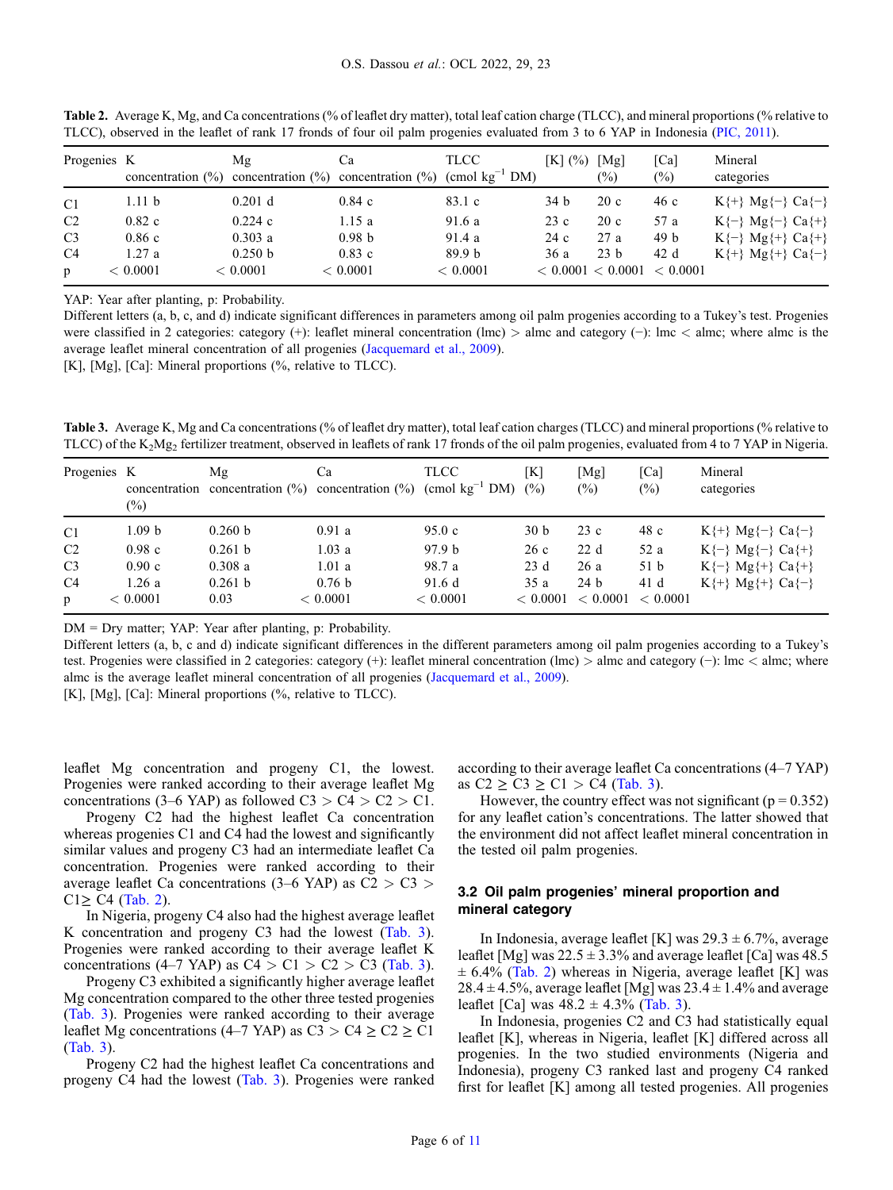**Table 2.** Average K, Mg, and Ca concentrations (% of leaflet dry matter), total leaf cation charge (TLCC), and mineral proportions (% relative to TLCC), observed in the leaflet of rank 17 fronds of four oil palm progenies evaluated from 3 to 6 YAP in Indonesia (PIC, 2011).

| Progenies | K concentration (%) | Mg concentration (%) | Ca concentration (%) | TLCC (cmol $kg^{-1}$ DM) | [K] (%) | [Mg] (%) | [Ca] (%) | Mineral categories |
|---|---|---|---|---|---|---|---|---|
| C1 | 1.11 b | 0.201 d | 0.84 c | 83.1 c | 34 b | 20 c | 46 c | K{+} Mg{−} Ca{−} |
| C2 | 0.82 c | 0.224 c | 1.15 a | 91.6 a | 23 c | 20 c | 57 a | K{−} Mg{−} Ca{+} |
| C3 | 0.86 c | 0.303 a | 0.98 b | 91.4 a | 24 c | 27 a | 49 b | K{−} Mg{+} Ca{+} |
| C4 | 1.27 a | 0.250 b | 0.83 c | 89.9 b | 36 a | 23 b | 42 d | K{+} Mg{+} Ca{−} |
| p | < 0.0001 | < 0.0001 | < 0.0001 | < 0.0001 | < 0.0001 | < 0.0001 | < 0.0001 | |

YAP: Year after planting, p: Probability.

Different letters (a, b, c, and d) indicate significant differences in parameters among oil palm progenies according to a Tukey's test. Progenies were classified in 2 categories: category (+): leaflet mineral concentration (lmc) > almc and category (−): lmc < almc; where almc is the average leaflet mineral concentration of all progenies (Jacquemard et al., 2009).

[K], [Mg], [Ca]: Mineral proportions (%, relative to TLCC).

**Table 3.** Average K, Mg and Ca concentrations (% of leaflet dry matter), total leaf cation charges (TLCC) and mineral proportions (% relative to TLCC) of the $K_2Mg_2$ fertilizer treatment, observed in leaflets of rank 17 fronds of the oil palm progenies, evaluated from 4 to 7 YAP in Nigeria.

| Progenies | K concentration (%) | Mg concentration (%) | Ca concentration (%) | TLCC (cmol $kg^{-1}$ DM) | [K] (%) | [Mg] (%) | [Ca] (%) | Mineral categories |
|---|---|---|---|---|---|---|---|---|
| C1 | 1.09 b | 0.260 b | 0.91 a | 95.0 c | 30 b | 23 c | 48 c | K{+} Mg{−} Ca{−} |
| C2 | 0.98 c | 0.261 b | 1.03 a | 97.9 b | 26 c | 22 d | 52 a | K{−} Mg{−} Ca{+} |
| C3 | 0.90 c | 0.308 a | 1.01 a | 98.7 a | 23 d | 26 a | 51 b | K{−} Mg{+} Ca{+} |
| C4 | 1.26 a | 0.261 b | 0.76 b | 91.6 d | 35 a | 24 b | 41 d | K{+} Mg{+} Ca{−} |
| p | < 0.0001 | 0.03 | < 0.0001 | < 0.0001 | < 0.0001 | < 0.0001 | < 0.0001 | |

DM = Dry matter; YAP: Year after planting, p: Probability.

Different letters (a, b, c and d) indicate significant differences in the different parameters among oil palm progenies according to a Tukey's test. Progenies were classified in 2 categories: category (+): leaflet mineral concentration (lmc) > almc and category (−): lmc < almc; where almc is the average leaflet mineral concentration of all progenies (Jacquemard et al., 2009).

[K], [Mg], [Ca]: Mineral proportions (%, relative to TLCC).

leaflet Mg concentration and progeny C1, the lowest. Progenies were ranked according to their average leaflet Mg concentrations (3–6 YAP) as followed C3 > C4 > C2 > C1.

Progeny C2 had the highest leaflet Ca concentration whereas progenies C1 and C4 had the lowest and significantly similar values and progeny C3 had an intermediate leaflet Ca concentration. Progenies were ranked according to their average leaflet Ca concentrations (3–6 YAP) as C2 > C3 > C1≥ C4 (Tab. 2).

In Nigeria, progeny C4 also had the highest average leaflet K concentration and progeny C3 had the lowest (Tab. 3). Progenies were ranked according to their average leaflet K concentrations (4–7 YAP) as C4 > C1 > C2 > C3 (Tab. 3).

Progeny C3 exhibited a significantly higher average leaflet Mg concentration compared to the other three tested progenies (Tab. 3). Progenies were ranked according to their average leaflet Mg concentrations (4–7 YAP) as C3 > C4 ≥ C2 ≥ C1 (Tab. 3).

Progeny C2 had the highest leaflet Ca concentrations and progeny C4 had the lowest (Tab. 3). Progenies were ranked according to their average leaflet Ca concentrations (4–7 YAP) as C2 ≥ C3 ≥ C1 > C4 (Tab. 3).

However, the country effect was not significant ($p = 0.352$) for any leaflet cation's concentrations. The latter showed that the environment did not affect leaflet mineral concentration in the tested oil palm progenies.

### 3.2 Oil palm progenies' mineral proportion and mineral category

In Indonesia, average leaflet [K] was 29.3 ± 6.7%, average leaflet [Mg] was 22.5 ± 3.3% and average leaflet [Ca] was 48.5 ± 6.4% (Tab. 2) whereas in Nigeria, average leaflet [K] was 28.4 ± 4.5%, average leaflet [Mg] was 23.4 ± 1.4% and average leaflet [Ca] was 48.2 ± 4.3% (Tab. 3).

In Indonesia, progenies C2 and C3 had statistically equal leaflet [K], whereas in Nigeria, leaflet [K] differed across all progenies. In the two studied environments (Nigeria and Indonesia), progeny C3 ranked last and progeny C4 ranked first for leaflet [K] among all tested progenies. All progenies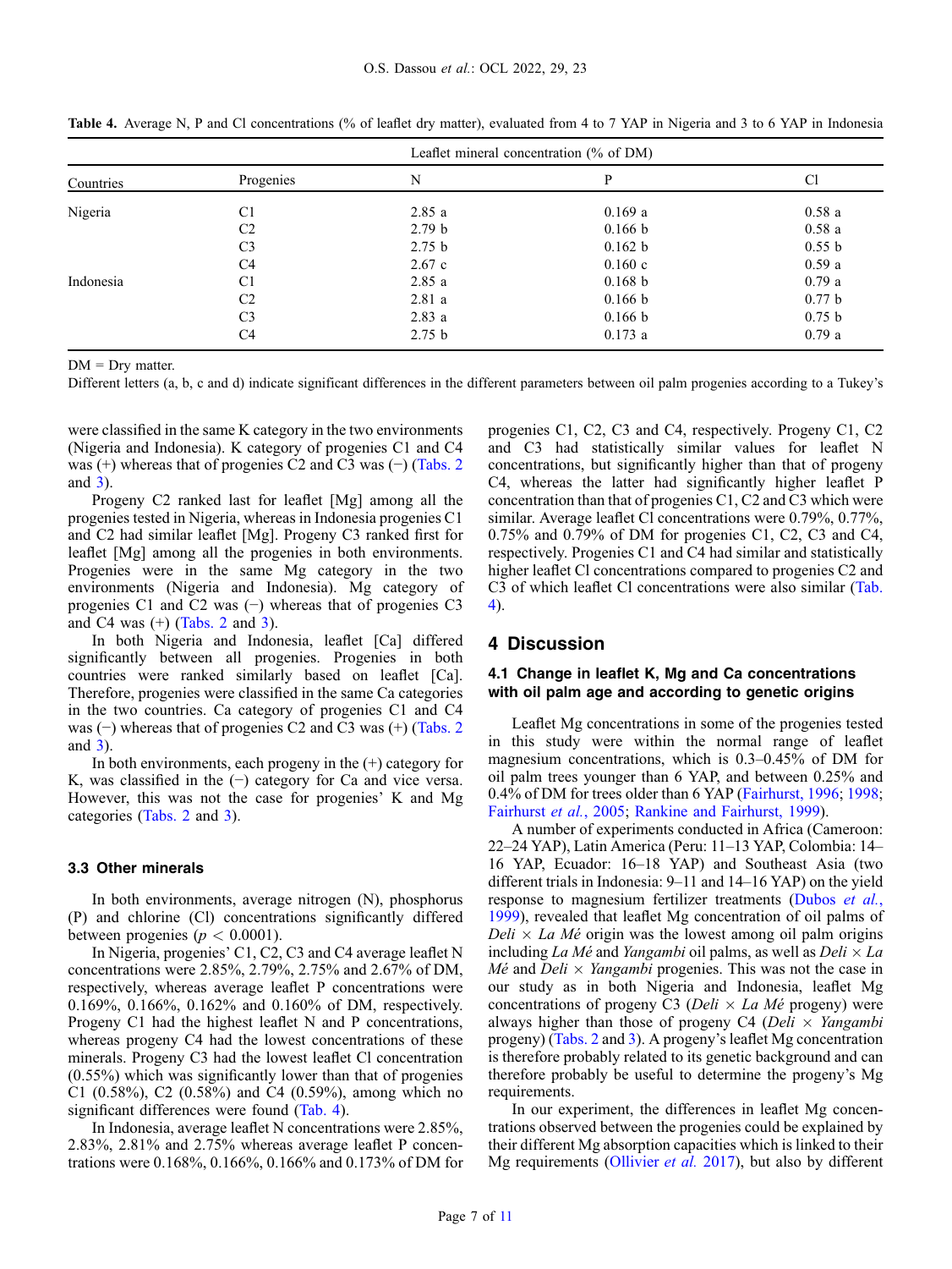**Table 4.** Average N, P and Cl concentrations (% of leaflet dry matter), evaluated from 4 to 7 YAP in Nigeria and 3 to 6 YAP in Indonesia

| Countries | Progenies | Leaflet mineral concentration (% of DM) | | |
|---|---|---|---|---|
| | | N | P | Cl |
| Nigeria | C1 | 2.85 a | 0.169 a | 0.58 a |
| | C2 | 2.79 b | 0.166 b | 0.58 a |
| | C3 | 2.75 b | 0.162 b | 0.55 b |
| | C4 | 2.67 c | 0.160 c | 0.59 a |
| Indonesia | C1 | 2.85 a | 0.168 b | 0.79 a |
| | C2 | 2.81 a | 0.166 b | 0.77 b |
| | C3 | 2.83 a | 0.166 b | 0.75 b |
| | C4 | 2.75 b | 0.173 a | 0.79 a |

DM = Dry matter.

Different letters (a, b, c and d) indicate significant differences in the different parameters between oil palm progenies according to a Tukey's

were classified in the same K category in the two environments (Nigeria and Indonesia). K category of progenies C1 and C4 was (+) whereas that of progenies C2 and C3 was (−) (Tabs. 2 and 3).

Progeny C2 ranked last for leaflet [Mg] among all the progenies tested in Nigeria, whereas in Indonesia progenies C1 and C2 had similar leaflet [Mg]. Progeny C3 ranked first for leaflet [Mg] among all the progenies in both environments. Progenies were in the same Mg category in the two environments (Nigeria and Indonesia). Mg category of progenies C1 and C2 was (−) whereas that of progenies C3 and C4 was (+) (Tabs. 2 and 3).

In both Nigeria and Indonesia, leaflet [Ca] differed significantly between all progenies. Progenies in both countries were ranked similarly based on leaflet [Ca]. Therefore, progenies were classified in the same Ca categories in the two countries. Ca category of progenies C1 and C4 was (−) whereas that of progenies C2 and C3 was (+) (Tabs. 2 and 3).

In both environments, each progeny in the (+) category for K, was classified in the (−) category for Ca and vice versa. However, this was not the case for progenies' K and Mg categories (Tabs. 2 and 3).

### 3.3 Other minerals

In both environments, average nitrogen (N), phosphorus (P) and chlorine (Cl) concentrations significantly differed between progenies ($p < 0.0001$).

In Nigeria, progenies' C1, C2, C3 and C4 average leaflet N concentrations were 2.85%, 2.79%, 2.75% and 2.67% of DM, respectively, whereas average leaflet P concentrations were 0.169%, 0.166%, 0.162% and 0.160% of DM, respectively. Progeny C1 had the highest leaflet N and P concentrations, whereas progeny C4 had the lowest concentrations of these minerals. Progeny C3 had the lowest leaflet Cl concentration (0.55%) which was significantly lower than that of progenies C1 (0.58%), C2 (0.58%) and C4 (0.59%), among which no significant differences were found (Tab. 4).

In Indonesia, average leaflet N concentrations were 2.85%, 2.83%, 2.81% and 2.75% whereas average leaflet P concentrations were 0.168%, 0.166%, 0.166% and 0.173% of DM for progenies C1, C2, C3 and C4, respectively. Progeny C1, C2 and C3 had statistically similar values for leaflet N concentrations, but significantly higher than that of progeny C4, whereas the latter had significantly higher leaflet P concentration than that of progenies C1, C2 and C3 which were similar. Average leaflet Cl concentrations were 0.79%, 0.77%, 0.75% and 0.79% of DM for progenies C1, C2, C3 and C4, respectively. Progenies C1 and C4 had similar and statistically higher leaflet Cl concentrations compared to progenies C2 and C3 of which leaflet Cl concentrations were also similar (Tab. 4).

## 4 Discussion

### 4.1 Change in leaflet K, Mg and Ca concentrations with oil palm age and according to genetic origins

Leaflet Mg concentrations in some of the progenies tested in this study were within the normal range of leaflet magnesium concentrations, which is 0.3–0.45% of DM for oil palm trees younger than 6 YAP, and between 0.25% and 0.4% of DM for trees older than 6 YAP (Fairhurst, 1996; 1998; Fairhurst *et al.*, 2005; Rankine and Fairhurst, 1999).

A number of experiments conducted in Africa (Cameroon: 22–24 YAP), Latin America (Peru: 11–13 YAP, Colombia: 14–16 YAP, Ecuador: 16–18 YAP) and Southeast Asia (two different trials in Indonesia: 9–11 and 14–16 YAP) on the yield response to magnesium fertilizer treatments (Dubos *et al.*, 1999), revealed that leaflet Mg concentration of oil palms of *Deli* × *La Mé* origin was the lowest among oil palm origins including *La Mé* and *Yangambi* oil palms, as well as *Deli* × *La Mé* and *Deli* × *Yangambi* progenies. This was not the case in our study as in both Nigeria and Indonesia, leaflet Mg concentrations of progeny C3 (*Deli* × *La Mé* progeny) were always higher than those of progeny C4 (*Deli* × *Yangambi* progeny) (Tabs. 2 and 3). A progeny's leaflet Mg concentration is therefore probably related to its genetic background and can therefore probably be useful to determine the progeny's Mg requirements.

In our experiment, the differences in leaflet Mg concentrations observed between the progenies could be explained by their different Mg absorption capacities which is linked to their Mg requirements (Ollivier *et al.* 2017), but also by different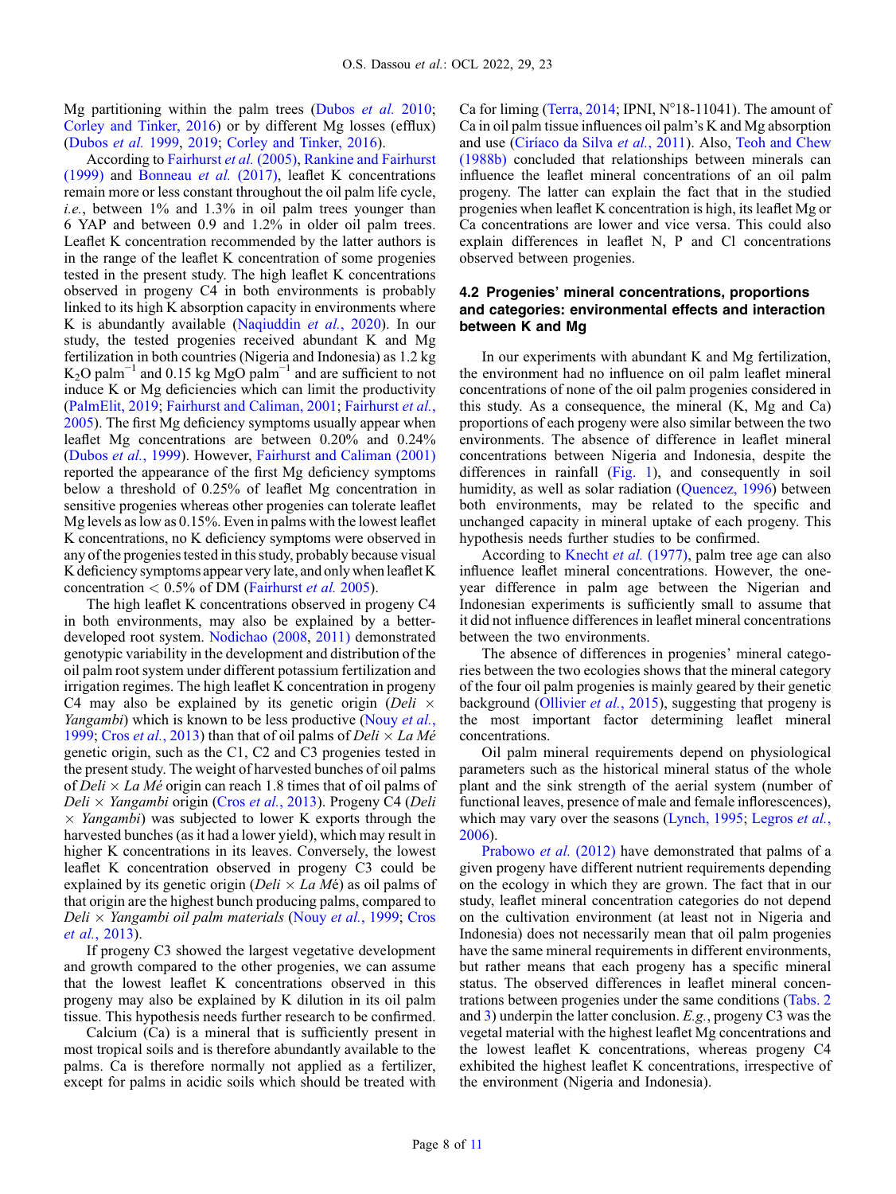Mg partitioning within the palm trees (Dubos *et al.* 2010; Corley and Tinker, 2016) or by different Mg losses (efflux) (Dubos *et al.* 1999, 2019; Corley and Tinker, 2016).

According to Fairhurst *et al.* (2005), Rankine and Fairhurst (1999) and Bonneau *et al.* (2017), leaflet K concentrations remain more or less constant throughout the oil palm life cycle, *i.e.*, between 1% and 1.3% in oil palm trees younger than 6 YAP and between 0.9 and 1.2% in older oil palm trees. Leaflet K concentration recommended by the latter authors is in the range of the leaflet K concentration of some progenies tested in the present study. The high leaflet K concentrations observed in progeny C4 in both environments is probably linked to its high K absorption capacity in environments where K is abundantly available (Naquiddin *et al.*, 2020). In our study, the tested progenies received abundant K and Mg fertilization in both countries (Nigeria and Indonesia) as 1.2 kg $K_2O$ palm$^{-1}$ and 0.15 kg MgO palm$^{-1}$ and are sufficient to not induce K or Mg deficiencies which can limit the productivity (PalmElit, 2019; Fairhurst and Caliman, 2001; Fairhurst *et al.*, 2005). The first Mg deficiency symptoms usually appear when leaflet Mg concentrations are between 0.20% and 0.24% (Dubos *et al.*, 1999). However, Fairhurst and Caliman (2001) reported the appearance of the first Mg deficiency symptoms below a threshold of 0.25% of leaflet Mg concentration in sensitive progenies whereas other progenies can tolerate leaflet Mg levels as low as 0.15%. Even in palms with the lowest leaflet K concentrations, no K deficiency symptoms were observed in any of the progenies tested in this study, probably because visual K deficiency symptoms appear very late, and only when leaflet K concentration < 0.5% of DM (Fairhurst *et al.* 2005).

The high leaflet K concentrations observed in progeny C4 in both environments, may also be explained by a better-developed root system. Nodichao (2008, 2011) demonstrated genotypic variability in the development and distribution of the oil palm root system under different potassium fertilization and irrigation regimes. The high leaflet K concentration in progeny C4 may also be explained by its genetic origin (*Deli* × *Yangambi*) which is known to be less productive (Nouy *et al.*, 1999; Cros *et al.*, 2013) than that of oil palms of *Deli* × *La Mé* genetic origin, such as the C1, C2 and C3 progenies tested in the present study. The weight of harvested bunches of oil palms of *Deli* × *La Mé* origin can reach 1.8 times that of oil palms of *Deli* × *Yangambi* origin (Cros *et al.*, 2013). Progeny C4 (*Deli* × *Yangambi*) was subjected to lower K exports through the harvested bunches (as it had a lower yield), which may result in higher K concentrations in its leaves. Conversely, the lowest leaflet K concentration observed in progeny C3 could be explained by its genetic origin (*Deli* × *La Mé*) as oil palms of that origin are the highest bunch producing palms, compared to *Deli* × *Yangambi oil palm materials* (Nouy *et al.*, 1999; Cros *et al.*, 2013).

If progeny C3 showed the largest vegetative development and growth compared to the other progenies, we can assume that the lowest leaflet K concentrations observed in this progeny may also be explained by K dilution in its oil palm tissue. This hypothesis needs further research to be confirmed.

Calcium (Ca) is a mineral that is sufficiently present in most tropical soils and is therefore abundantly available to the palms. Ca is therefore normally not applied as a fertilizer, except for palms in acidic soils which should be treated with Ca for liming (Terra, 2014; IPNI, N°18-11041). The amount of Ca in oil palm tissue influences oil palm's K and Mg absorption and use (Ciríaco da Silva *et al.*, 2011). Also, Teoh and Chew (1988b) concluded that relationships between minerals can influence the leaflet mineral concentrations of an oil palm progeny. The latter can explain the fact that in the studied progenies when leaflet K concentration is high, its leaflet Mg or Ca concentrations are lower and vice versa. This could also explain differences in leaflet N, P and Cl concentrations observed between progenies.

### 4.2 Progenies' mineral concentrations, proportions and categories: environmental effects and interaction between K and Mg

In our experiments with abundant K and Mg fertilization, the environment had no influence on oil palm leaflet mineral concentrations of none of the oil palm progenies considered in this study. As a consequence, the mineral (K, Mg and Ca) proportions of each progeny were also similar between the two environments. The absence of difference in leaflet mineral concentrations between Nigeria and Indonesia, despite the differences in rainfall (Fig. 1), and consequently in soil humidity, as well as solar radiation (Quencez, 1996) between both environments, may be related to the specific and unchanged capacity in mineral uptake of each progeny. This hypothesis needs further studies to be confirmed.

According to Knecht *et al.* (1977), palm tree age can also influence leaflet mineral concentrations. However, the one-year difference in palm age between the Nigerian and Indonesian experiments is sufficiently small to assume that it did not influence differences in leaflet mineral concentrations between the two environments.

The absence of differences in progenies' mineral categories between the two ecologies shows that the mineral category of the four oil palm progenies is mainly geared by their genetic background (Ollivier *et al.*, 2015), suggesting that progeny is the most important factor determining leaflet mineral concentrations.

Oil palm mineral requirements depend on physiological parameters such as the historical mineral status of the whole plant and the sink strength of the aerial system (number of functional leaves, presence of male and female inflorescences), which may vary over the seasons (Lynch, 1995; Legros *et al.*, 2006).

Prabowo *et al.* (2012) have demonstrated that palms of a given progeny have different nutrient requirements depending on the ecology in which they are grown. The fact that in our study, leaflet mineral concentration categories do not depend on the cultivation environment (at least not in Nigeria and Indonesia) does not necessarily mean that oil palm progenies have the same mineral requirements in different environments, but rather means that each progeny has a specific mineral status. The observed differences in leaflet mineral concentrations between progenies under the same conditions (Tabs. 2 and 3) underpin the latter conclusion. *E.g.*, progeny C3 was the vegetal material with the highest leaflet Mg concentrations and the lowest leaflet K concentrations, whereas progeny C4 exhibited the highest leaflet K concentrations, irrespective of the environment (Nigeria and Indonesia).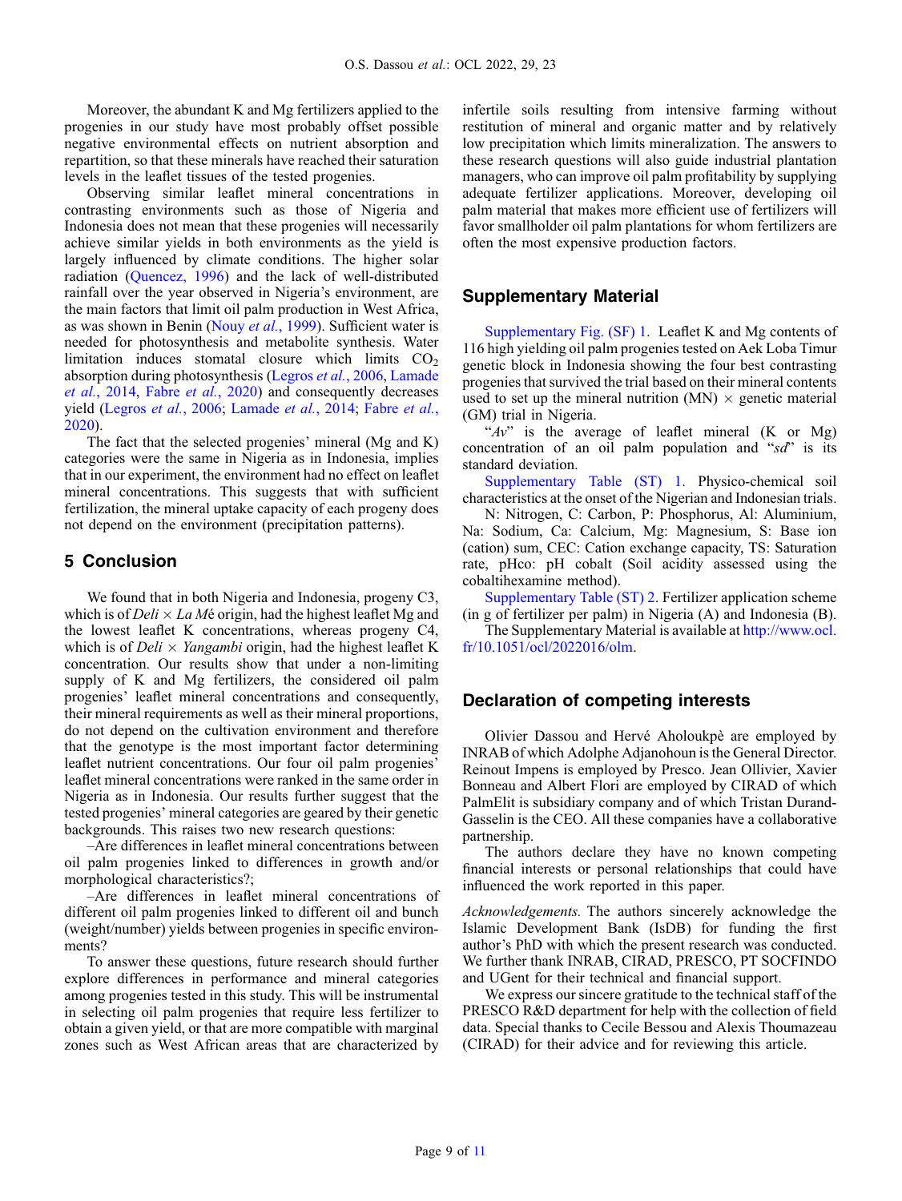Moreover, the abundant K and Mg fertilizers applied to the progenies in our study have most probably offset possible negative environmental effects on nutrient absorption and repartition, so that these minerals have reached their saturation levels in the leaflet tissues of the tested progenies.

Observing similar leaflet mineral concentrations in contrasting environments such as those of Nigeria and Indonesia does not mean that these progenies will necessarily achieve similar yields in both environments as the yield is largely influenced by climate conditions. The higher solar radiation (Quencez, 1996) and the lack of well-distributed rainfall over the year observed in Nigeria's environment, are the main factors that limit oil palm production in West Africa, as was shown in Benin (Nouy *et al.*, 1999). Sufficient water is needed for photosynthesis and metabolite synthesis. Water limitation induces stomatal closure which limits $CO_2$ absorption during photosynthesis (Legros *et al.*, 2006, Lamade *et al.*, 2014, Fabre *et al.*, 2020) and consequently decreases yield (Legros *et al.*, 2006; Lamade *et al.*, 2014; Fabre *et al.*, 2020).

The fact that the selected progenies' mineral (Mg and K) categories were the same in Nigeria as in Indonesia, implies that in our experiment, the environment had no effect on leaflet mineral concentrations. This suggests that with sufficient fertilization, the mineral uptake capacity of each progeny does not depend on the environment (precipitation patterns).

## 5 Conclusion

We found that in both Nigeria and Indonesia, progeny C3, which is of *Deli* × *La Mé* origin, had the highest leaflet Mg and the lowest leaflet K concentrations, whereas progeny C4, which is of *Deli* × *Yangambi* origin, had the highest leaflet K concentration. Our results show that under a non-limiting supply of K and Mg fertilizers, the considered oil palm progenies' leaflet mineral concentrations and consequently, their mineral requirements as well as their mineral proportions, do not depend on the cultivation environment and therefore that the genotype is the most important factor determining leaflet nutrient concentrations. Our four oil palm progenies' leaflet mineral concentrations were ranked in the same order in Nigeria as in Indonesia. Our results further suggest that the tested progenies' mineral categories are geared by their genetic backgrounds. This raises two new research questions:

–Are differences in leaflet mineral concentrations between oil palm progenies linked to differences in growth and/or morphological characteristics?;

–Are differences in leaflet mineral concentrations of different oil palm progenies linked to different oil and bunch (weight/number) yields between progenies in specific environments?

To answer these questions, future research should further explore differences in performance and mineral categories among progenies tested in this study. This will be instrumental in selecting oil palm progenies that require less fertilizer to obtain a given yield, or that are more compatible with marginal zones such as West African areas that are characterized by infertile soils resulting from intensive farming without restitution of mineral and organic matter and by relatively low precipitation which limits mineralization. The answers to these research questions will also guide industrial plantation managers, who can improve oil palm profitability by supplying adequate fertilizer applications. Moreover, developing oil palm material that makes more efficient use of fertilizers will favor smallholder oil palm plantations for whom fertilizers are often the most expensive production factors.

## Supplementary Material

Supplementary Fig. (SF) 1. Leaflet K and Mg contents of 116 high yielding oil palm progenies tested on Aek Loba Timur genetic block in Indonesia showing the four best contrasting progenies that survived the trial based on their mineral contents used to set up the mineral nutrition (MN) × genetic material (GM) trial in Nigeria.

"*Av*" is the average of leaflet mineral (K or Mg) concentration of an oil palm population and "*sd*" is its standard deviation.

Supplementary Table (ST) 1. Physico-chemical soil characteristics at the onset of the Nigerian and Indonesian trials.

N: Nitrogen, C: Carbon, P: Phosphorus, Al: Aluminium, Na: Sodium, Ca: Calcium, Mg: Magnesium, S: Base ion (cation) sum, CEC: Cation exchange capacity, TS: Saturation rate, pHco: pH cobalt (Soil acidity assessed using the cobaltihexamine method).

Supplementary Table (ST) 2. Fertilizer application scheme (in g of fertilizer per palm) in Nigeria (A) and Indonesia (B).

The Supplementary Material is available at http://www.ocl.fr/10.1051/ocl/2022016/olm.

## Declaration of competing interests

Olivier Dassou and Hervé Aholoukpè are employed by INRAB of which Adolphe Adjanohoun is the General Director. Reinout Impens is employed by Presco. Jean Ollivier, Xavier Bonneau and Albert Flori are employed by CIRAD of which PalmElit is subsidiary company and of which Tristan Durand-Gasselin is the CEO. All these companies have a collaborative partnership.

The authors declare they have no known competing financial interests or personal relationships that could have influenced the work reported in this paper.

*Acknowledgements.* The authors sincerely acknowledge the Islamic Development Bank (IsDB) for funding the first author's PhD with which the present research was conducted. We further thank INRAB, CIRAD, PRESCO, PT SOCFINDO and UGent for their technical and financial support.

We express our sincere gratitude to the technical staff of the PRESCO R&D department for help with the collection of field data. Special thanks to Cecile Bessou and Alexis Thoumazeau (CIRAD) for their advice and for reviewing this article.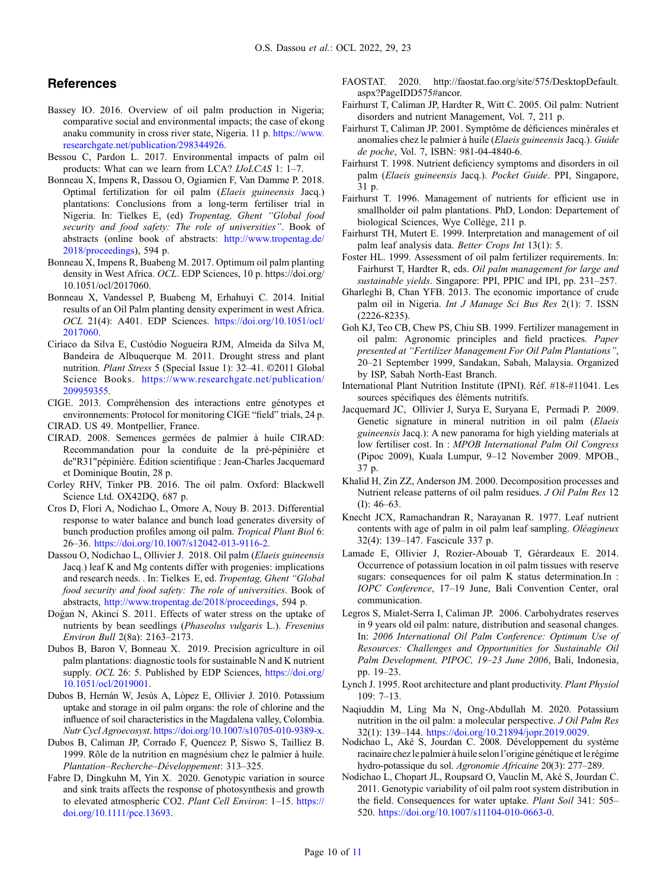## References

Bassey IO. 2016. Overview of oil palm production in Nigeria; comparative social and environmental impacts; the case of ekong anaku community in cross river state, Nigeria. 11 p. https://www.researchgate.net/publication/298344926.

Bessou C, Pardon L. 2017. Environmental impacts of palm oil products: What can we learn from LCA? *IJoLCAS* 1: 1–7.

Bonneau X, Impens R, Dassou O, Ogiamien F, Van Damme P. 2018. Optimal fertilization for oil palm (*Elaeis guineensis* Jacq.) plantations: Conclusions from a long-term fertiliser trial in Nigeria. In: Tielkes E, (ed) *Tropentag, Ghent "Global food security and food safety: The role of universities"*. Book of abstracts (online book of abstracts: http://www.tropentag.de/2018/proceedings), 594 p.

Bonneau X, Impens R, Buabeng M. 2017. Optimum oil palm planting density in West Africa. *OCL*. EDP Sciences, 10 p. https://doi.org/10.1051/ocl/2017060.

Bonneau X, Vandessel P, Buabeng M, Erhahuyi C. 2014. Initial results of an Oil Palm planting density experiment in west Africa. *OCL* 21(4): A401. EDP Sciences. https://doi.org/10.1051/ocl/2017060.

Ciríaco da Silva E, Custódio Nogueira RJM, Almeida da Silva M, Bandeira de Albuquerque M. 2011. Drought stress and plant nutrition. *Plant Stress* 5 (Special Issue 1): 32–41. ©2011 Global Science Books. https://www.researchgate.net/publication/209959355.

CIGE. 2013. Compréhension des interactions entre génotypes et environnements: Protocol for monitoring CIGE "field" trials, 24 p.

CIRAD. US 49. Montpellier, France.

CIRAD. 2008. Semences germées de palmier à huile CIRAD: Recommandation pour la conduite de la pré-pépinière et de"R31"pépinière. Édition scientifique : Jean-Charles Jacquemard et Dominique Boutin, 28 p.

Corley RHV, Tinker PB. 2016. The oil palm. Oxford: Blackwell Science Ltd. OX42DQ, 687 p.

Cros D, Flori A, Nodichao L, Omore A, Nouy B. 2013. Differential response to water balance and bunch load generates diversity of bunch production profiles among oil palm. *Tropical Plant Biol* 6: 26–36. https://doi.org/10.1007/s12042-013-9116-2.

Dassou O, Nodichao L, Ollivier J. 2018. Oil palm (*Elaeis guineensis* Jacq.) leaf K and Mg contents differ with progenies: implications and research needs. . In: Tielkes E, ed. *Tropentag, Ghent "Global food security and food safety: The role of universities*. Book of abstracts, http://www.tropentag.de/2018/proceedings, 594 p.

Doğan N, Akinci S. 2011. Effects of water stress on the uptake of nutrients by bean seedlings (*Phaseolus vulgaris* L.). *Fresenius Environ Bull* 2(8a): 2163–2173.

Dubos B, Baron V, Bonneau X. 2019. Precision agriculture in oil palm plantations: diagnostic tools for sustainable N and K nutrient supply. *OCL* 26: 5. Published by EDP Sciences, https://doi.org/10.1051/ocl/2019001.

Dubos B, Hernán W, Jesùs A, Lòpez E, Ollivier J. 2010. Potassium uptake and storage in oil palm organs: the role of chlorine and the influence of soil characteristics in the Magdalena valley, Colombia. *Nutr Cycl Agroecosyst*. https://doi.org/10.1007/s10705-010-9389-x.

Dubos B, Caliman JP, Corrado F, Quencez P, Siswo S, Tailliez B. 1999. Rôle de la nutrition en magnésium chez le palmier à huile. *Plantation–Recherche–Développement*: 313–325.

Fabre D, Dingkuhn M, Yin X. 2020. Genotypic variation in source and sink traits affects the response of photosynthesis and growth to elevated atmospheric CO2. *Plant Cell Environ*: 1–15. https://doi.org/10.1111/pce.13693.

FAOSTAT. 2020. http://faostat.fao.org/site/575/DesktopDefault.aspx?PageIDD575#ancor.

Fairhurst T, Caliman JP, Hardter R, Witt C. 2005. Oil palm: Nutrient disorders and nutrient Management, Vol. 7, 211 p.

Fairhurst T, Caliman JP. 2001. Symptôme de déficiences minérales et anomalies chez le palmier à huile (*Elaeis guineensis* Jacq.). *Guide de poche*, Vol. 7, ISBN: 981-04-4840-6.

Fairhurst T. 1998. Nutrient deficiency symptoms and disorders in oil palm (*Elaeis guineensis* Jacq.). *Pocket Guide*. PPI, Singapore, 31 p.

Fairhurst T. 1996. Management of nutrients for efficient use in smallholder oil palm plantations. PhD, London: Departement of biological Sciences, Wye Collège, 211 p.

Fairhurst TH, Mutert E. 1999. Interpretation and management of oil palm leaf analysis data. *Better Crops Int* 13(1): 5.

Foster HL. 1999. Assessment of oil palm fertilizer requirements. In: Fairhurst T, Hardter R, eds. *Oil palm management for large and sustainable yields*. Singapore: PPI, PPIC and IPI, pp. 231–257.

Gharleghi B, Chan YFB. 2013. The economic importance of crude palm oil in Nigeria. *Int J Manage Sci Bus Res* 2(1): 7. ISSN (2226-8235).

Goh KJ, Teo CB, Chew PS, Chiu SB. 1999. Fertilizer management in oil palm: Agronomic principles and field practices. *Paper presented at "Fertilizer Management For Oil Palm Plantations"*, 20–21 September 1999, Sandakan, Sabah, Malaysia. Organized by ISP, Sabah North-East Branch.

International Plant Nutrition Institute (IPNI). Réf. #18-#11041. Les sources spécifiques des éléments nutritifs.

Jacquemard JC, Ollivier J, Surya E, Suryana E, Permadi P. 2009. Genetic signature in mineral nutrition in oil palm (*Elaeis guineensis* Jacq.): A new panorama for high yielding materials at low fertiliser cost. In : *MPOB International Palm Oil Congress* (Pipoc 2009), Kuala Lumpur, 9–12 November 2009. MPOB., 37 p.

Khalid H, Zin ZZ, Anderson JM. 2000. Decomposition processes and Nutrient release patterns of oil palm residues. *J Oil Palm Res* 12 (I): 46–63.

Knecht JCX, Ramachandran R, Narayanan R. 1977. Leaf nutrient contents with age of palm in oil palm leaf sampling. *Oléagineux* 32(4): 139–147. Fascicule 337 p.

Lamade E, Ollivier J, Rozier-Abouab T, Gérardeaux E. 2014. Occurrence of potassium location in oil palm tissues with reserve sugars: consequences for oil palm K status determination.In : *IOPC Conference*, 17–19 June, Bali Convention Center, oral communication.

Legros S, Mialet-Serra I, Caliman JP. 2006. Carbohydrates reserves in 9 years old oil palm: nature, distribution and seasonal changes. In: *2006 International Oil Palm Conference: Optimum Use of Resources: Challenges and Opportunities for Sustainable Oil Palm Development, PIPOC, 19–23 June 2006*, Bali, Indonesia, pp. 19–23.

Lynch J. 1995. Root architecture and plant productivity. *Plant Physiol* 109: 7–13.

Naqiuddin M, Ling Ma N, Ong-Abdullah M. 2020. Potassium nutrition in the oil palm: a molecular perspective. *J Oil Palm Res* 32(1): 139–144. https://doi.org/10.21894/jopr.2019.0029.

Nodichao L, Aké S, Jourdan C. 2008. Développement du système racinaire chez le palmier à huile selon l'origine génétique et le régime hydro-potassique du sol. *Agronomie Africaine* 20(3): 277–289.

Nodichao L, Chopart JL, Roupsard O, Vauclin M, Aké S, Jourdan C. 2011. Genotypic variability of oil palm root system distribution in the field. Consequences for water uptake. *Plant Soil* 341: 505–520. https://doi.org/10.1007/s11104-010-0663-0.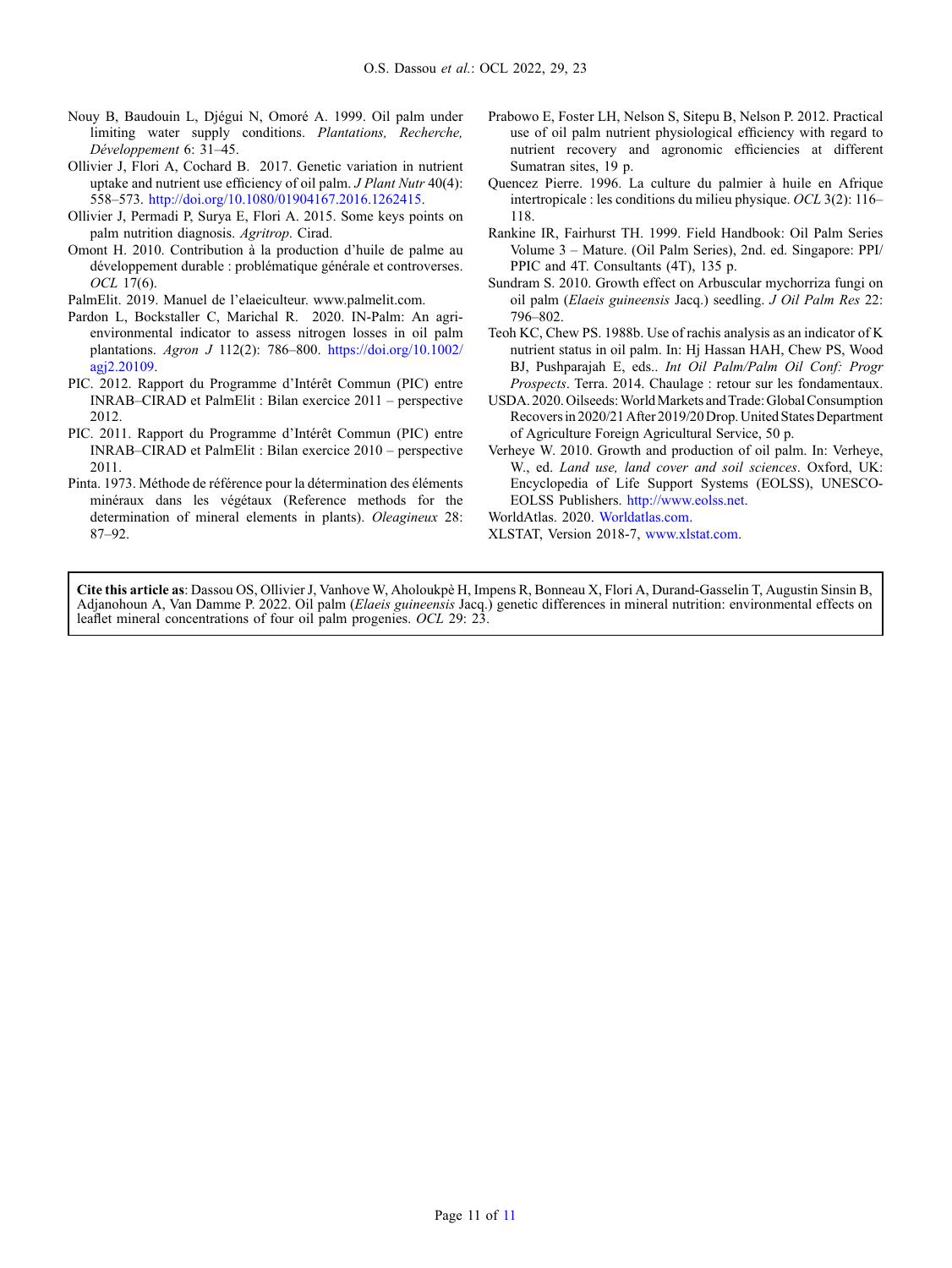Nouy B, Baudouin L, Djégui N, Omoré A. 1999. Oil palm under limiting water supply conditions. *Plantations, Recherche, Développement* 6: 31–45.

Ollivier J, Flori A, Cochard B. 2017. Genetic variation in nutrient uptake and nutrient use efficiency of oil palm. *J Plant Nutr* 40(4): 558–573. http://doi.org/10.1080/01904167.2016.1262415.

Ollivier J, Permadi P, Surya E, Flori A. 2015. Some keys points on palm nutrition diagnosis. *Agritrop*. Cirad.

Omont H. 2010. Contribution à la production d'huile de palme au développement durable : problématique générale et controverses. *OCL* 17(6).

PalmElit. 2019. Manuel de l'elaeiculteur. www.palmelit.com.

Pardon L, Bockstaller C, Marichal R. 2020. IN-Palm: An agri-environmental indicator to assess nitrogen losses in oil palm plantations. *Agron J* 112(2): 786–800. https://doi.org/10.1002/agj2.20109.

PIC. 2012. Rapport du Programme d'Intérêt Commun (PIC) entre INRAB–CIRAD et PalmElit : Bilan exercice 2011 – perspective 2012.

PIC. 2011. Rapport du Programme d'Intérêt Commun (PIC) entre INRAB–CIRAD et PalmElit : Bilan exercice 2010 – perspective 2011.

Pinta. 1973. Méthode de référence pour la détermination des éléments minéraux dans les végétaux (Reference methods for the determination of mineral elements in plants). *Oleagineux* 28: 87–92.

Prabowo E, Foster LH, Nelson S, Sitepu B, Nelson P. 2012. Practical use of oil palm nutrient physiological efficiency with regard to nutrient recovery and agronomic efficiencies at different Sumatran sites, 19 p.

Quencez Pierre. 1996. La culture du palmier à huile en Afrique intertropicale : les conditions du milieu physique. *OCL* 3(2): 116–118.

Rankine IR, Fairhurst TH. 1999. Field Handbook: Oil Palm Series Volume 3 – Mature. (Oil Palm Series), 2nd. ed. Singapore: PPI/PPIC and 4T. Consultants (4T), 135 p.

Sundram S. 2010. Growth effect on Arbuscular mychorriza fungi on oil palm (*Elaeis guineensis* Jacq.) seedling. *J Oil Palm Res* 22: 796–802.

Teoh KC, Chew PS. 1988b. Use of rachis analysis as an indicator of K nutrient status in oil palm. In: Hj Hassan HAH, Chew PS, Wood BJ, Pushparajah E, eds.. *Int Oil Palm/Palm Oil Conf: Progr Prospects*. Terra. 2014. Chaulage : retour sur les fondamentaux.

USDA. 2020. Oilseeds: World Markets and Trade: Global Consumption Recovers in 2020/21 After 2019/20 Drop. United States Department of Agriculture Foreign Agricultural Service, 50 p.

Verheye W. 2010. Growth and production of oil palm. In: Verheye, W., ed. *Land use, land cover and soil sciences*. Oxford, UK: Encyclopedia of Life Support Systems (EOLSS), UNESCO-EOLSS Publishers. http://www.eolss.net.

WorldAtlas. 2020. Worldatlas.com.

XLSTAT, Version 2018-7, www.xlstat.com.

**Cite this article as**: Dassou OS, Ollivier J, Vanhove W, Aholoukpè H, Impens R, Bonneau X, Flori A, Durand-Gasselin T, Augustin Sinsin B, Adjanohoun A, Van Damme P. 2022. Oil palm (*Elaeis guineensis* Jacq.) genetic differences in mineral nutrition: environmental effects on leaflet mineral concentrations of four oil palm progenies. *OCL* 29: 23.